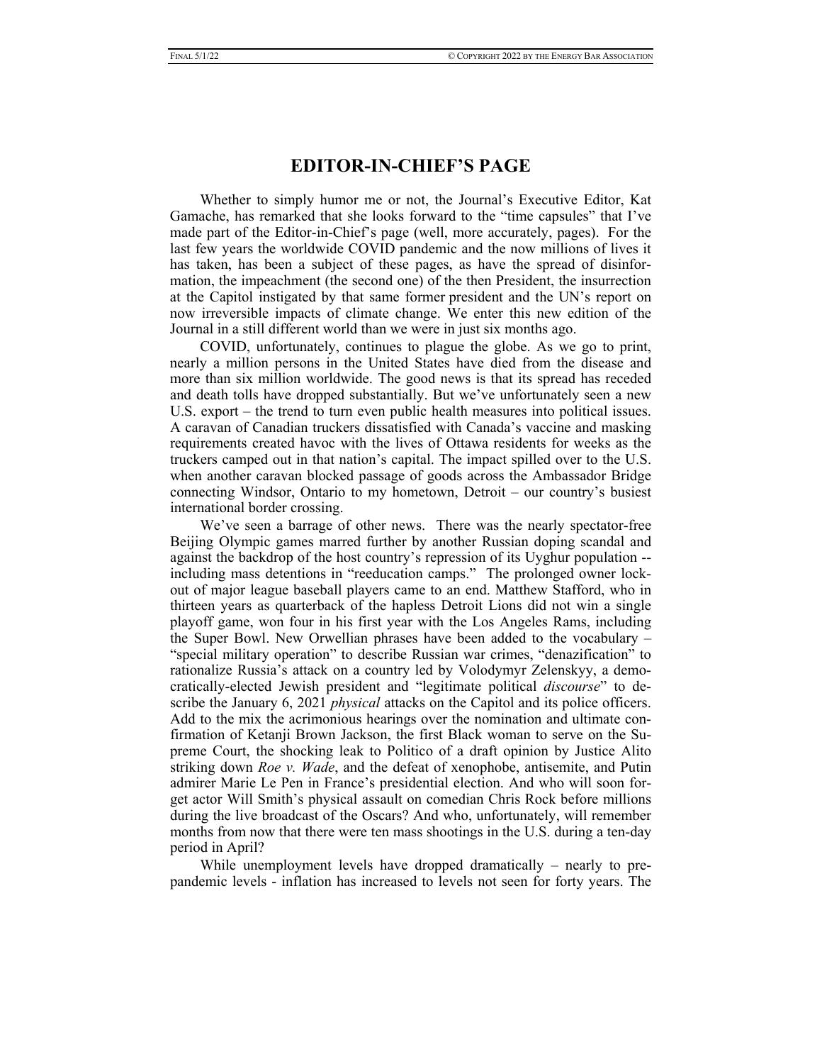# EDITOR-IN-CHIEF'S PAGE

Whether to simply humor me or not, the Journal's Executive Editor, Kat Gamache, has remarked that she looks forward to the "time capsules" that I've made part of the Editor-in-Chief's page (well, more accurately, pages). For the last few years the worldwide COVID pandemic and the now millions of lives it has taken, has been a subject of these pages, as have the spread of disinformation, the impeachment (the second one) of the then President, the insurrection at the Capitol instigated by that same former president and the UN's report on now irreversible impacts of climate change. We enter this new edition of the Journal in a still different world than we were in just six months ago.

COVID, unfortunately, continues to plague the globe. As we go to print, nearly a million persons in the United States have died from the disease and more than six million worldwide. The good news is that its spread has receded and death tolls have dropped substantially. But we've unfortunately seen a new U.S. export – the trend to turn even public health measures into political issues. A caravan of Canadian truckers dissatisfied with Canada's vaccine and masking requirements created havoc with the lives of Ottawa residents for weeks as the truckers camped out in that nation's capital. The impact spilled over to the U.S. when another caravan blocked passage of goods across the Ambassador Bridge connecting Windsor, Ontario to my hometown, Detroit – our country's busiest international border crossing.

We've seen a barrage of other news. There was the nearly spectator-free Beijing Olympic games marred further by another Russian doping scandal and against the backdrop of the host country's repression of its Uyghur population -- including mass detentions in "reeducation camps." The prolonged owner lock-out of major league baseball players came to an end. Matthew Stafford, who in thirteen years as quarterback of the hapless Detroit Lions did not win a single playoff game, won four in his first year with the Los Angeles Rams, including the Super Bowl. New Orwellian phrases have been added to the vocabulary – "special military operation" to describe Russian war crimes, "denazification" to rationalize Russia's attack on a country led by Volodymyr Zelenskyy, a democratically-elected Jewish president and "legitimate political *discourse*" to describe the January 6, 2021 *physical* attacks on the Capitol and its police officers. Add to the mix the acrimonious hearings over the nomination and ultimate confirmation of Ketanji Brown Jackson, the first Black woman to serve on the Supreme Court, the shocking leak to Politico of a draft opinion by Justice Alito striking down *Roe v. Wade*, and the defeat of xenophobe, antisemite, and Putin admirer Marie Le Pen in France's presidential election. And who will soon forget actor Will Smith's physical assault on comedian Chris Rock before millions during the live broadcast of the Oscars? And who, unfortunately, will remember months from now that there were ten mass shootings in the U.S. during a ten-day period in April?

While unemployment levels have dropped dramatically – nearly to pre-pandemic levels - inflation has increased to levels not seen for forty years. The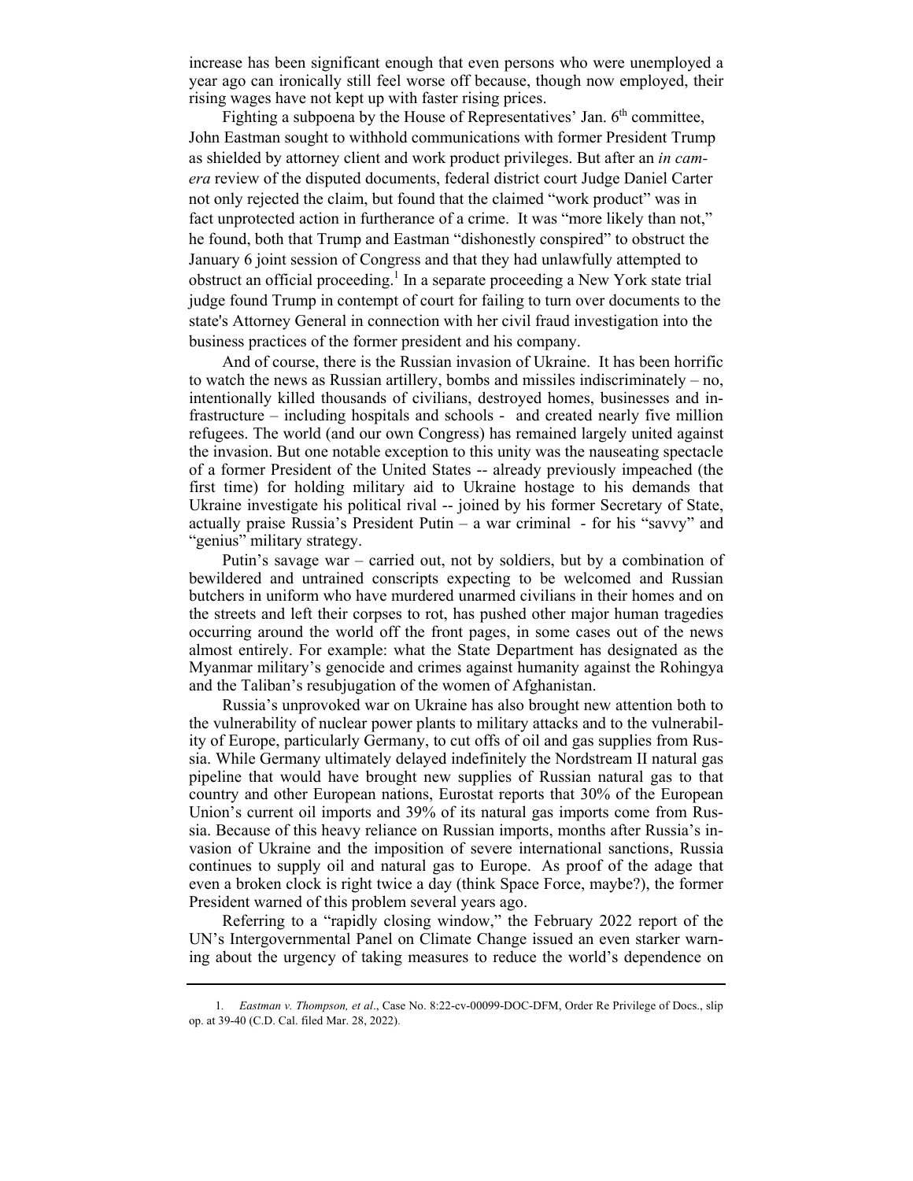increase has been significant enough that even persons who were unemployed a year ago can ironically still feel worse off because, though now employed, their rising wages have not kept up with faster rising prices.

Fighting a subpoena by the House of Representatives' Jan. 6th committee, John Eastman sought to withhold communications with former President Trump as shielded by attorney client and work product privileges. But after an *in camera* review of the disputed documents, federal district court Judge Daniel Carter not only rejected the claim, but found that the claimed "work product" was in fact unprotected action in furtherance of a crime. It was "more likely than not," he found, both that Trump and Eastman "dishonestly conspired" to obstruct the January 6 joint session of Congress and that they had unlawfully attempted to obstruct an official proceeding.[1] In a separate proceeding a New York state trial judge found Trump in contempt of court for failing to turn over documents to the state's Attorney General in connection with her civil fraud investigation into the business practices of the former president and his company.

And of course, there is the Russian invasion of Ukraine. It has been horrific to watch the news as Russian artillery, bombs and missiles indiscriminately – no, intentionally killed thousands of civilians, destroyed homes, businesses and infrastructure – including hospitals and schools - and created nearly five million refugees. The world (and our own Congress) has remained largely united against the invasion. But one notable exception to this unity was the nauseating spectacle of a former President of the United States -- already previously impeached (the first time) for holding military aid to Ukraine hostage to his demands that Ukraine investigate his political rival -- joined by his former Secretary of State, actually praise Russia's President Putin – a war criminal - for his "savvy" and "genius" military strategy.

Putin's savage war – carried out, not by soldiers, but by a combination of bewildered and untrained conscripts expecting to be welcomed and Russian butchers in uniform who have murdered unarmed civilians in their homes and on the streets and left their corpses to rot, has pushed other major human tragedies occurring around the world off the front pages, in some cases out of the news almost entirely. For example: what the State Department has designated as the Myanmar military's genocide and crimes against humanity against the Rohingya and the Taliban's resubjugation of the women of Afghanistan.

Russia's unprovoked war on Ukraine has also brought new attention both to the vulnerability of nuclear power plants to military attacks and to the vulnerability of Europe, particularly Germany, to cut offs of oil and gas supplies from Russia. While Germany ultimately delayed indefinitely the Nordstream II natural gas pipeline that would have brought new supplies of Russian natural gas to that country and other European nations, Eurostat reports that 30% of the European Union's current oil imports and 39% of its natural gas imports come from Russia. Because of this heavy reliance on Russian imports, months after Russia's invasion of Ukraine and the imposition of severe international sanctions, Russia continues to supply oil and natural gas to Europe. As proof of the adage that even a broken clock is right twice a day (think Space Force, maybe?), the former President warned of this problem several years ago.

Referring to a "rapidly closing window," the February 2022 report of the UN's Intergovernmental Panel on Climate Change issued an even starker warning about the urgency of taking measures to reduce the world's dependence on

---

1. *Eastman v. Thompson, et al*., Case No. 8:22-cv-00099-DOC-DFM, Order Re Privilege of Docs., slip op. at 39-40 (C.D. Cal. filed Mar. 28, 2022).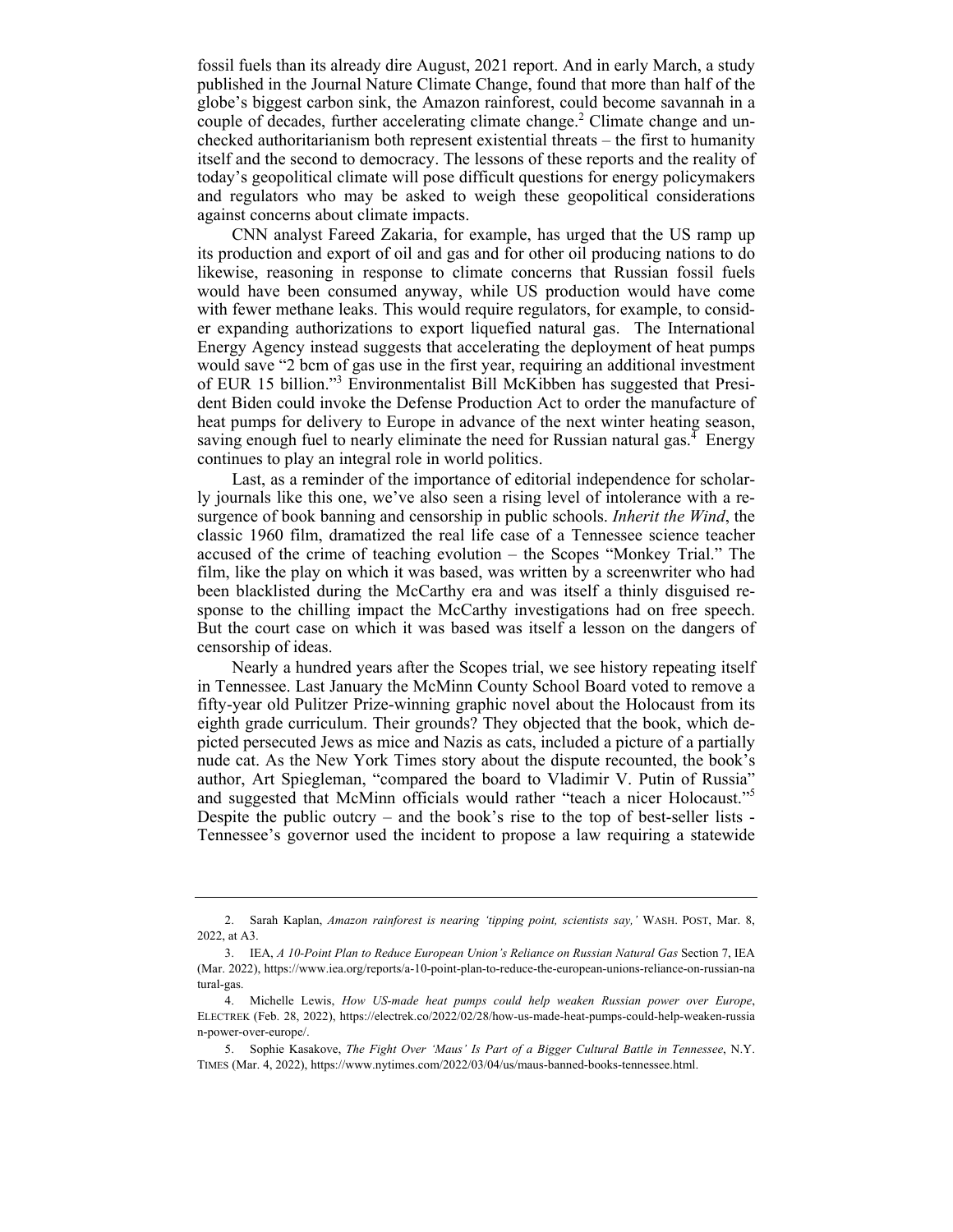fossil fuels than its already dire August, 2021 report. And in early March, a study published in the Journal Nature Climate Change, found that more than half of the globe's biggest carbon sink, the Amazon rainforest, could become savannah in a couple of decades, further accelerating climate change.[2] Climate change and unchecked authoritarianism both represent existential threats – the first to humanity itself and the second to democracy. The lessons of these reports and the reality of today's geopolitical climate will pose difficult questions for energy policymakers and regulators who may be asked to weigh these geopolitical considerations against concerns about climate impacts.

CNN analyst Fareed Zakaria, for example, has urged that the US ramp up its production and export of oil and gas and for other oil producing nations to do likewise, reasoning in response to climate concerns that Russian fossil fuels would have been consumed anyway, while US production would have come with fewer methane leaks. This would require regulators, for example, to consider expanding authorizations to export liquefied natural gas. The International Energy Agency instead suggests that accelerating the deployment of heat pumps would save "2 bcm of gas use in the first year, requiring an additional investment of EUR 15 billion."[3] Environmentalist Bill McKibben has suggested that President Biden could invoke the Defense Production Act to order the manufacture of heat pumps for delivery to Europe in advance of the next winter heating season, saving enough fuel to nearly eliminate the need for Russian natural gas.[4] Energy continues to play an integral role in world politics.

Last, as a reminder of the importance of editorial independence for scholarly journals like this one, we've also seen a rising level of intolerance with a resurgence of book banning and censorship in public schools. *Inherit the Wind*, the classic 1960 film, dramatized the real life case of a Tennessee science teacher accused of the crime of teaching evolution – the Scopes "Monkey Trial." The film, like the play on which it was based, was written by a screenwriter who had been blacklisted during the McCarthy era and was itself a thinly disguised response to the chilling impact the McCarthy investigations had on free speech. But the court case on which it was based was itself a lesson on the dangers of censorship of ideas.

Nearly a hundred years after the Scopes trial, we see history repeating itself in Tennessee. Last January the McMinn County School Board voted to remove a fifty-year old Pulitzer Prize-winning graphic novel about the Holocaust from its eighth grade curriculum. Their grounds? They objected that the book, which depicted persecuted Jews as mice and Nazis as cats, included a picture of a partially nude cat. As the New York Times story about the dispute recounted, the book's author, Art Spiegleman, "compared the board to Vladimir V. Putin of Russia" and suggested that McMinn officials would rather "teach a nicer Holocaust."[5] Despite the public outcry – and the book's rise to the top of best-seller lists - Tennessee's governor used the incident to propose a law requiring a statewide

---

2. Sarah Kaplan, *Amazon rainforest is nearing 'tipping point, scientists say,'* WASH. POST, Mar. 8, 2022, at A3.

3. IEA, *A 10-Point Plan to Reduce European Union's Reliance on Russian Natural Gas* Section 7, IEA (Mar. 2022), https://www.iea.org/reports/a-10-point-plan-to-reduce-the-european-unions-reliance-on-russian-natural-gas.

4. Michelle Lewis, *How US-made heat pumps could help weaken Russian power over Europe*, ELECTREK (Feb. 28, 2022), https://electrek.co/2022/02/28/how-us-made-heat-pumps-could-help-weaken-russian-power-over-europe/.

5. Sophie Kasakove, *The Fight Over 'Maus' Is Part of a Bigger Cultural Battle in Tennessee*, N.Y. TIMES (Mar. 4, 2022), https://www.nytimes.com/2022/03/04/us/maus-banned-books-tennessee.html.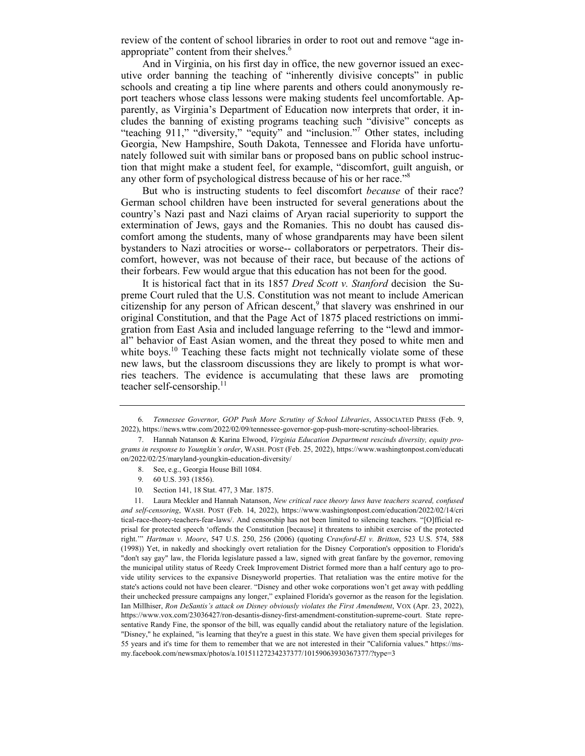review of the content of school libraries in order to root out and remove "age inappropriate" content from their shelves.[6]

And in Virginia, on his first day in office, the new governor issued an executive order banning the teaching of "inherently divisive concepts" in public schools and creating a tip line where parents and others could anonymously report teachers whose class lessons were making students feel uncomfortable. Apparently, as Virginia's Department of Education now interprets that order, it includes the banning of existing programs teaching such "divisive" concepts as "teaching 911," "diversity," "equity" and "inclusion."[7] Other states, including Georgia, New Hampshire, South Dakota, Tennessee and Florida have unfortunately followed suit with similar bans or proposed bans on public school instruction that might make a student feel, for example, "discomfort, guilt anguish, or any other form of psychological distress because of his or her race."[8]

But who is instructing students to feel discomfort *because* of their race? German school children have been instructed for several generations about the country's Nazi past and Nazi claims of Aryan racial superiority to support the extermination of Jews, gays and the Romanies. This no doubt has caused discomfort among the students, many of whose grandparents may have been silent bystanders to Nazi atrocities or worse-- collaborators or perpetrators. Their discomfort, however, was not because of their race, but because of the actions of their forbears. Few would argue that this education has not been for the good.

It is historical fact that in its 1857 *Dred Scott v. Stanford* decision the Supreme Court ruled that the U.S. Constitution was not meant to include American citizenship for any person of African descent,[9] that slavery was enshrined in our original Constitution, and that the Page Act of 1875 placed restrictions on immigration from East Asia and included language referring to the "lewd and immoral" behavior of East Asian women, and the threat they posed to white men and white boys.[10] Teaching these facts might not technically violate some of these new laws, but the classroom discussions they are likely to prompt is what worries teachers. The evidence is accumulating that these laws are promoting teacher self-censorship.[11]

---

6. *Tennessee Governor, GOP Push More Scrutiny of School Libraries*, ASSOCIATED PRESS (Feb. 9, 2022), https://news.wttw.com/2022/02/09/tennessee-governor-gop-push-more-scrutiny-school-libraries.

7. Hannah Natanson & Karina Elwood, *Virginia Education Department rescinds diversity, equity programs in response to Youngkin's order*, WASH. POST (Feb. 25, 2022), https://www.washingtonpost.com/education/2022/02/25/maryland-youngkin-education-diversity/

8. See, e.g., Georgia House Bill 1084.

9. 60 U.S. 393 (1856).

10. Section 141, 18 Stat. 477, 3 Mar. 1875.

11. Laura Meckler and Hannah Natanson, *New critical race theory laws have teachers scared, confused and self-censoring*, WASH. POST (Feb. 14, 2022), https://www.washingtonpost.com/education/2022/02/14/critical-race-theory-teachers-fear-laws/. And censorship has not been limited to silencing teachers. "[O]fficial reprisal for protected speech 'offends the Constitution [because] it threatens to inhibit exercise of the protected right.'" *Hartman v. Moore*, 547 U.S. 250, 256 (2006) (quoting *Crawford-El v. Britton*, 523 U.S. 574, 588 (1998)) Yet, in nakedly and shockingly overt retaliation for the Disney Corporation's opposition to Florida's "don't say gay" law, the Florida legislature passed a law, signed with great fanfare by the governor, removing the municipal utility status of Reedy Creek Improvement District formed more than a half century ago to provide utility services to the expansive Disneyworld properties. That retaliation was the entire motive for the state's actions could not have been clearer. "Disney and other woke corporations won't get away with peddling their unchecked pressure campaigns any longer," explained Florida's governor as the reason for the legislation. Ian Millhiser, *Ron DeSantis's attack on Disney obviously violates the First Amendment*, VOX (Apr. 23, 2022), https://www.vox.com/23036427/ron-desantis-disney-first-amendment-constitution-supreme-court. State representative Randy Fine, the sponsor of the bill, was equally candid about the retaliatory nature of the legislation. "Disney," he explained, "is learning that they're a guest in this state. We have given them special privileges for 55 years and it's time for them to remember that we are not interested in their "California values." https://ms-my.facebook.com/newsmax/photos/a.10151127234237377/10159063930367377/?type=3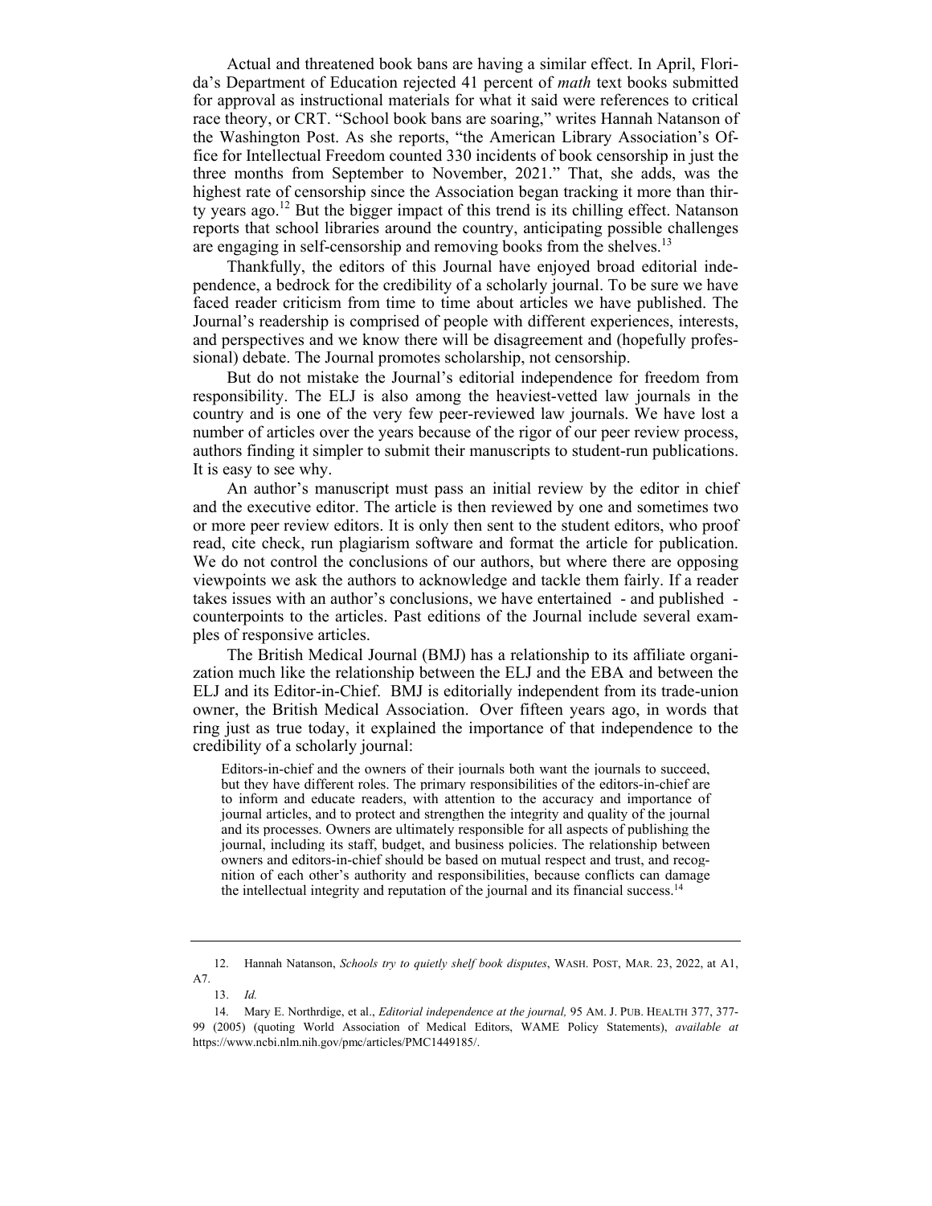Actual and threatened book bans are having a similar effect. In April, Florida's Department of Education rejected 41 percent of *math* text books submitted for approval as instructional materials for what it said were references to critical race theory, or CRT. "School book bans are soaring," writes Hannah Natanson of the Washington Post. As she reports, "the American Library Association's Office for Intellectual Freedom counted 330 incidents of book censorship in just the three months from September to November, 2021." That, she adds, was the highest rate of censorship since the Association began tracking it more than thirty years ago.[12] But the bigger impact of this trend is its chilling effect. Natanson reports that school libraries around the country, anticipating possible challenges are engaging in self-censorship and removing books from the shelves.[13]

Thankfully, the editors of this Journal have enjoyed broad editorial independence, a bedrock for the credibility of a scholarly journal. To be sure we have faced reader criticism from time to time about articles we have published. The Journal's readership is comprised of people with different experiences, interests, and perspectives and we know there will be disagreement and (hopefully professional) debate. The Journal promotes scholarship, not censorship.

But do not mistake the Journal's editorial independence for freedom from responsibility. The ELJ is also among the heaviest-vetted law journals in the country and is one of the very few peer-reviewed law journals. We have lost a number of articles over the years because of the rigor of our peer review process, authors finding it simpler to submit their manuscripts to student-run publications. It is easy to see why.

An author's manuscript must pass an initial review by the editor in chief and the executive editor. The article is then reviewed by one and sometimes two or more peer review editors. It is only then sent to the student editors, who proof read, cite check, run plagiarism software and format the article for publication. We do not control the conclusions of our authors, but where there are opposing viewpoints we ask the authors to acknowledge and tackle them fairly. If a reader takes issues with an author's conclusions, we have entertained - and published - counterpoints to the articles. Past editions of the Journal include several examples of responsive articles.

The British Medical Journal (BMJ) has a relationship to its affiliate organization much like the relationship between the ELJ and the EBA and between the ELJ and its Editor-in-Chief. BMJ is editorially independent from its trade-union owner, the British Medical Association. Over fifteen years ago, in words that ring just as true today, it explained the importance of that independence to the credibility of a scholarly journal:

> Editors-in-chief and the owners of their journals both want the journals to succeed, but they have different roles. The primary responsibilities of the editors-in-chief are to inform and educate readers, with attention to the accuracy and importance of journal articles, and to protect and strengthen the integrity and quality of the journal and its processes. Owners are ultimately responsible for all aspects of publishing the journal, including its staff, budget, and business policies. The relationship between owners and editors-in-chief should be based on mutual respect and trust, and recognition of each other's authority and responsibilities, because conflicts can damage the intellectual integrity and reputation of the journal and its financial success.[14]

---

12. Hannah Natanson, *Schools try to quietly shelf book disputes*, WASH. POST, MAR. 23, 2022, at A1, A7.

13. *Id.*

14. Mary E. Northrdige, et al., *Editorial independence at the journal,* 95 AM. J. PUB. HEALTH 377, 377-99 (2005) (quoting World Association of Medical Editors, WAME Policy Statements), *available at* https://www.ncbi.nlm.nih.gov/pmc/articles/PMC1449185/.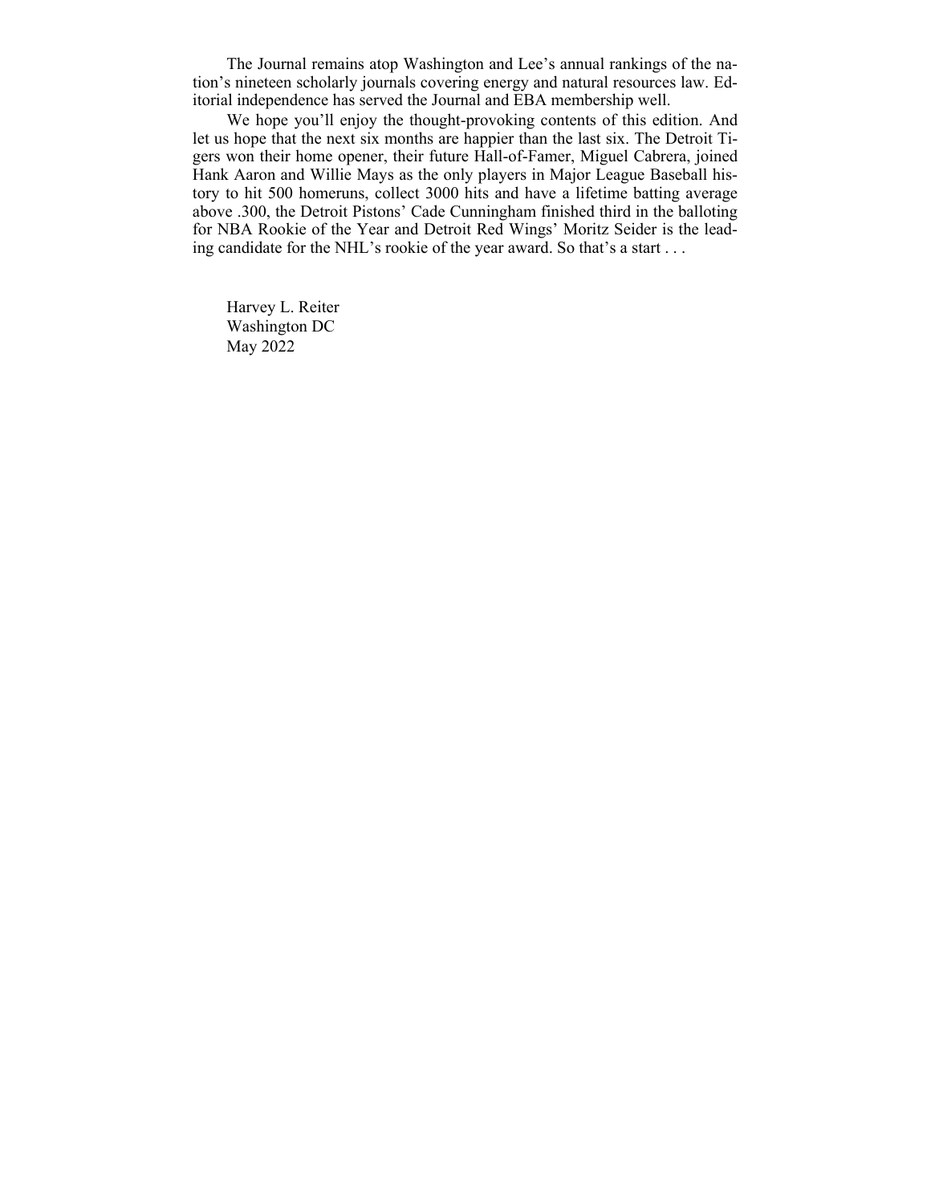The Journal remains atop Washington and Lee's annual rankings of the nation's nineteen scholarly journals covering energy and natural resources law. Editorial independence has served the Journal and EBA membership well.

We hope you'll enjoy the thought-provoking contents of this edition. And let us hope that the next six months are happier than the last six. The Detroit Tigers won their home opener, their future Hall-of-Famer, Miguel Cabrera, joined Hank Aaron and Willie Mays as the only players in Major League Baseball history to hit 500 homeruns, collect 3000 hits and have a lifetime batting average above .300, the Detroit Pistons' Cade Cunningham finished third in the balloting for NBA Rookie of the Year and Detroit Red Wings' Moritz Seider is the leading candidate for the NHL's rookie of the year award. So that's a start . . .

Harvey L. Reiter
Washington DC
May 2022